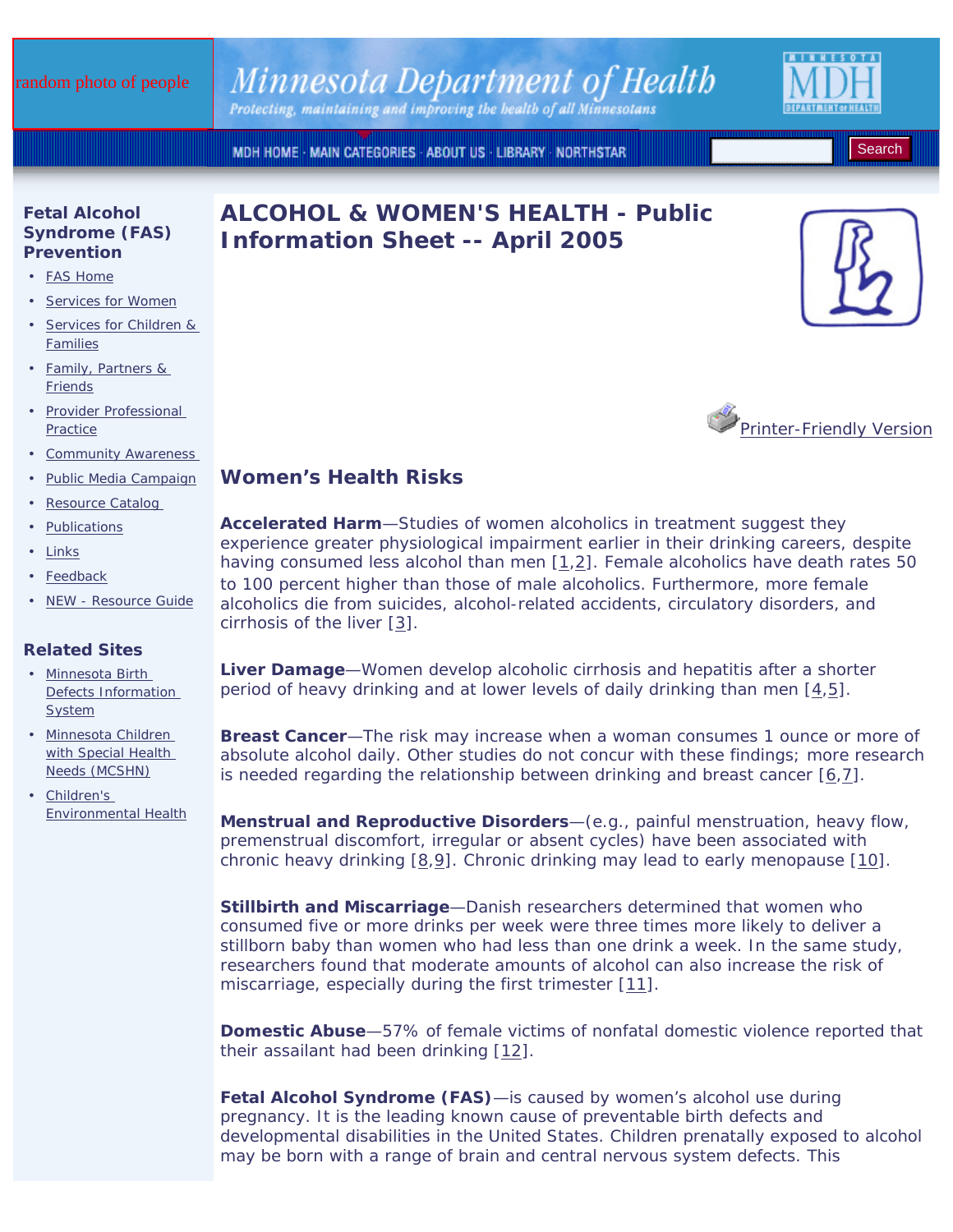random photo of people

Minnesota Department of Health

Protecting, maintaining and improving the health of all Minnesotans

MDH HOME · MAIN CATEGORIES · ABOUT US · LIBRARY · NORTHSTAR

Search

### Fetal Alcohol Syndrome (FAS) Prevention

- FAS Home
- Services for Women
- Services for Children & Families
- Family, Partners & Friends
- Provider Professional Practice
- Community Awareness
- Public Media Campaign
- Resource Catalog
- Publications
- Links
- Feedback
- NEW - Resource Guide

### Related Sites

- Minnesota Birth Defects Information System
- Minnesota Children with Special Health Needs (MCSHN)
- Children's Environmental Health

# ALCOHOL & WOMEN'S HEALTH - Public Information Sheet -- April 2005

Printer-Friendly Version

## Women's Health Risks

**Accelerated Harm**—Studies of women alcoholics in treatment suggest they experience greater physiological impairment earlier in their drinking careers, despite having consumed less alcohol than men [1,2]. Female alcoholics have death rates 50 to 100 percent higher than those of male alcoholics. Furthermore, more female alcoholics die from suicides, alcohol-related accidents, circulatory disorders, and cirrhosis of the liver [3].

**Liver Damage**—Women develop alcoholic cirrhosis and hepatitis after a shorter period of heavy drinking and at lower levels of daily drinking than men [4,5].

**Breast Cancer**—The risk may increase when a woman consumes 1 ounce or more of absolute alcohol daily. Other studies do not concur with these findings; more research is needed regarding the relationship between drinking and breast cancer [6,7].

**Menstrual and Reproductive Disorders**—(e.g., painful menstruation, heavy flow, premenstrual discomfort, irregular or absent cycles) have been associated with chronic heavy drinking [8,9]. Chronic drinking may lead to early menopause [10].

**Stillbirth and Miscarriage**—Danish researchers determined that women who consumed five or more drinks per week were three times more likely to deliver a stillborn baby than women who had less than one drink a week. In the same study, researchers found that moderate amounts of alcohol can also increase the risk of miscarriage, especially during the first trimester [11].

**Domestic Abuse**—57% of female victims of nonfatal domestic violence reported that their assailant had been drinking [12].

**Fetal Alcohol Syndrome (FAS)**—is caused by women's alcohol use during pregnancy. It is the leading known cause of preventable birth defects and developmental disabilities in the United States. Children prenatally exposed to alcohol may be born with a range of brain and central nervous system defects. This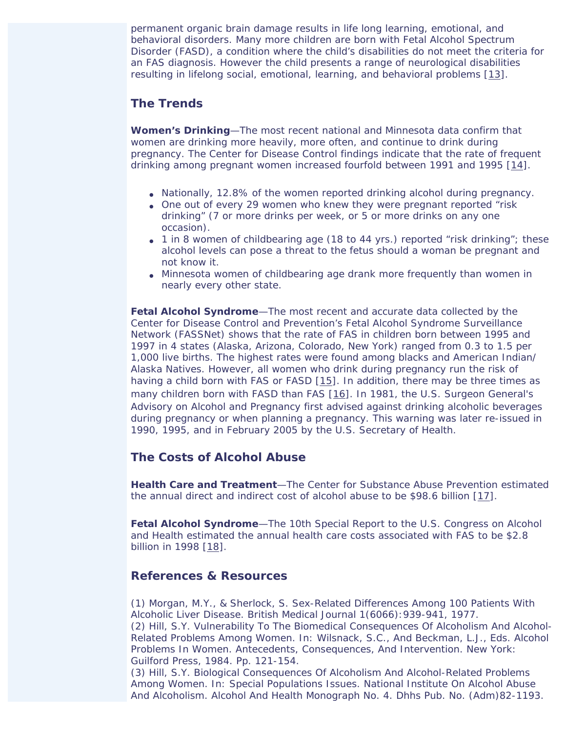permanent organic brain damage results in life long learning, emotional, and behavioral disorders. Many more children are born with Fetal Alcohol Spectrum Disorder (FASD), a condition where the child's disabilities do not meet the criteria for an FAS diagnosis. However the child presents a range of neurological disabilities resulting in lifelong social, emotional, learning, and behavioral problems [13].

## The Trends

**Women's Drinking**—The most recent national and Minnesota data confirm that women are drinking more heavily, more often, and continue to drink during pregnancy. The Center for Disease Control findings indicate that the rate of frequent drinking among pregnant women increased fourfold between 1991 and 1995 [14].

- Nationally, 12.8% of the women reported drinking alcohol during pregnancy.
- One out of every 29 women who knew they were pregnant reported "risk drinking" (7 or more drinks per week, or 5 or more drinks on any one occasion).
- 1 in 8 women of childbearing age (18 to 44 yrs.) reported "risk drinking"; these alcohol levels can pose a threat to the fetus should a woman be pregnant and not know it.
- Minnesota women of childbearing age drank more frequently than women in nearly every other state.

**Fetal Alcohol Syndrome**—The most recent and accurate data collected by the Center for Disease Control and Prevention's Fetal Alcohol Syndrome Surveillance Network (FASSNet) shows that the rate of FAS in children born between 1995 and 1997 in 4 states (Alaska, Arizona, Colorado, New York) ranged from 0.3 to 1.5 per 1,000 live births. The highest rates were found among blacks and American Indian/ Alaska Natives. However, all women who drink during pregnancy run the risk of having a child born with FAS or FASD [15]. In addition, there may be three times as many children born with FASD than FAS [16]. In 1981, the U.S. Surgeon General's Advisory on Alcohol and Pregnancy first advised against drinking alcoholic beverages during pregnancy or when planning a pregnancy. This warning was later re-issued in 1990, 1995, and in February 2005 by the U.S. Secretary of Health.

## The Costs of Alcohol Abuse

**Health Care and Treatment**—The Center for Substance Abuse Prevention estimated the annual direct and indirect cost of alcohol abuse to be $98.6 billion [17].

**Fetal Alcohol Syndrome**—The 10th Special Report to the U.S. Congress on Alcohol and Health estimated the annual health care costs associated with FAS to be $2.8 billion in 1998 [18].

## References & Resources

(1) Morgan, M.Y., & Sherlock, S. Sex-Related Differences Among 100 Patients With Alcoholic Liver Disease. British Medical Journal 1(6066):939-941, 1977.
(2) Hill, S.Y. Vulnerability To The Biomedical Consequences Of Alcoholism And Alcohol-Related Problems Among Women. In: Wilsnack, S.C., And Beckman, L.J., Eds. Alcohol Problems In Women. Antecedents, Consequences, And Intervention. New York: Guilford Press, 1984. Pp. 121-154.
(3) Hill, S.Y. Biological Consequences Of Alcoholism And Alcohol-Related Problems Among Women. In: Special Populations Issues. National Institute On Alcohol Abuse And Alcoholism. Alcohol And Health Monograph No. 4. Dhhs Pub. No. (Adm)82-1193.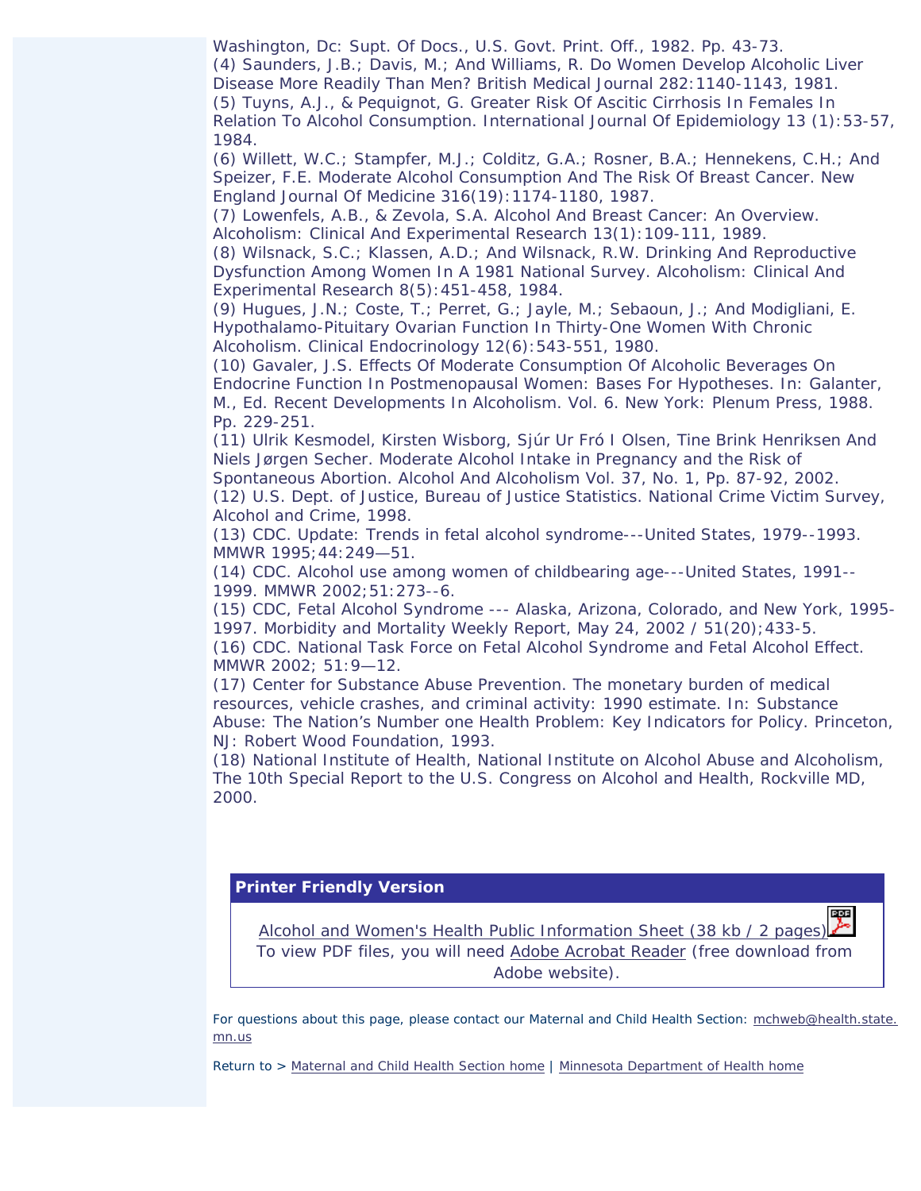Washington, Dc: Supt. Of Docs., U.S. Govt. Print. Off., 1982. Pp. 43-73.

(4) Saunders, J.B.; Davis, M.; And Williams, R. Do Women Develop Alcoholic Liver Disease More Readily Than Men? British Medical Journal 282:1140-1143, 1981.

(5) Tuyns, A.J., & Pequignot, G. Greater Risk Of Ascitic Cirrhosis In Females In Relation To Alcohol Consumption. International Journal Of Epidemiology 13 (1):53-57, 1984.

(6) Willett, W.C.; Stampfer, M.J.; Colditz, G.A.; Rosner, B.A.; Hennekens, C.H.; And Speizer, F.E. Moderate Alcohol Consumption And The Risk Of Breast Cancer. New England Journal Of Medicine 316(19):1174-1180, 1987.

(7) Lowenfels, A.B., & Zevola, S.A. Alcohol And Breast Cancer: An Overview. Alcoholism: Clinical And Experimental Research 13(1):109-111, 1989.

(8) Wilsnack, S.C.; Klassen, A.D.; And Wilsnack, R.W. Drinking And Reproductive Dysfunction Among Women In A 1981 National Survey. Alcoholism: Clinical And Experimental Research 8(5):451-458, 1984.

(9) Hugues, J.N.; Coste, T.; Perret, G.; Jayle, M.; Sebaoun, J.; And Modigliani, E. Hypothalamo-Pituitary Ovarian Function In Thirty-One Women With Chronic Alcoholism. Clinical Endocrinology 12(6):543-551, 1980.

(10) Gavaler, J.S. Effects Of Moderate Consumption Of Alcoholic Beverages On Endocrine Function In Postmenopausal Women: Bases For Hypotheses. In: Galanter, M., Ed. Recent Developments In Alcoholism. Vol. 6. New York: Plenum Press, 1988. Pp. 229-251.

(11) Ulrik Kesmodel, Kirsten Wisborg, Sjúr Ur Fró I Olsen, Tine Brink Henriksen And Niels Jørgen Secher. Moderate Alcohol Intake in Pregnancy and the Risk of Spontaneous Abortion. Alcohol And Alcoholism Vol. 37, No. 1, Pp. 87-92, 2002.

(12) U.S. Dept. of Justice, Bureau of Justice Statistics. National Crime Victim Survey, Alcohol and Crime, 1998.

(13) CDC. Update: Trends in fetal alcohol syndrome---United States, 1979--1993. MMWR 1995;44:249—51.

(14) CDC. Alcohol use among women of childbearing age---United States, 1991--1999. MMWR 2002;51:273--6.

(15) CDC, Fetal Alcohol Syndrome --- Alaska, Arizona, Colorado, and New York, 1995-1997. Morbidity and Mortality Weekly Report, May 24, 2002 / 51(20);433-5.

(16) CDC. National Task Force on Fetal Alcohol Syndrome and Fetal Alcohol Effect. MMWR 2002; 51:9—12.

(17) Center for Substance Abuse Prevention. The monetary burden of medical resources, vehicle crashes, and criminal activity: 1990 estimate. In: Substance Abuse: The Nation's Number one Health Problem: Key Indicators for Policy. Princeton, NJ: Robert Wood Foundation, 1993.

(18) National Institute of Health, National Institute on Alcohol Abuse and Alcoholism, The 10th Special Report to the U.S. Congress on Alcohol and Health, Rockville MD, 2000.

**Printer Friendly Version**

Alcohol and Women's Health Public Information Sheet (38 kb / 2 pages)

To view PDF files, you will need Adobe Acrobat Reader (free download from Adobe website).

For questions about this page, please contact our Maternal and Child Health Section: mchweb@health.state.mn.us

Return to > Maternal and Child Health Section home | Minnesota Department of Health home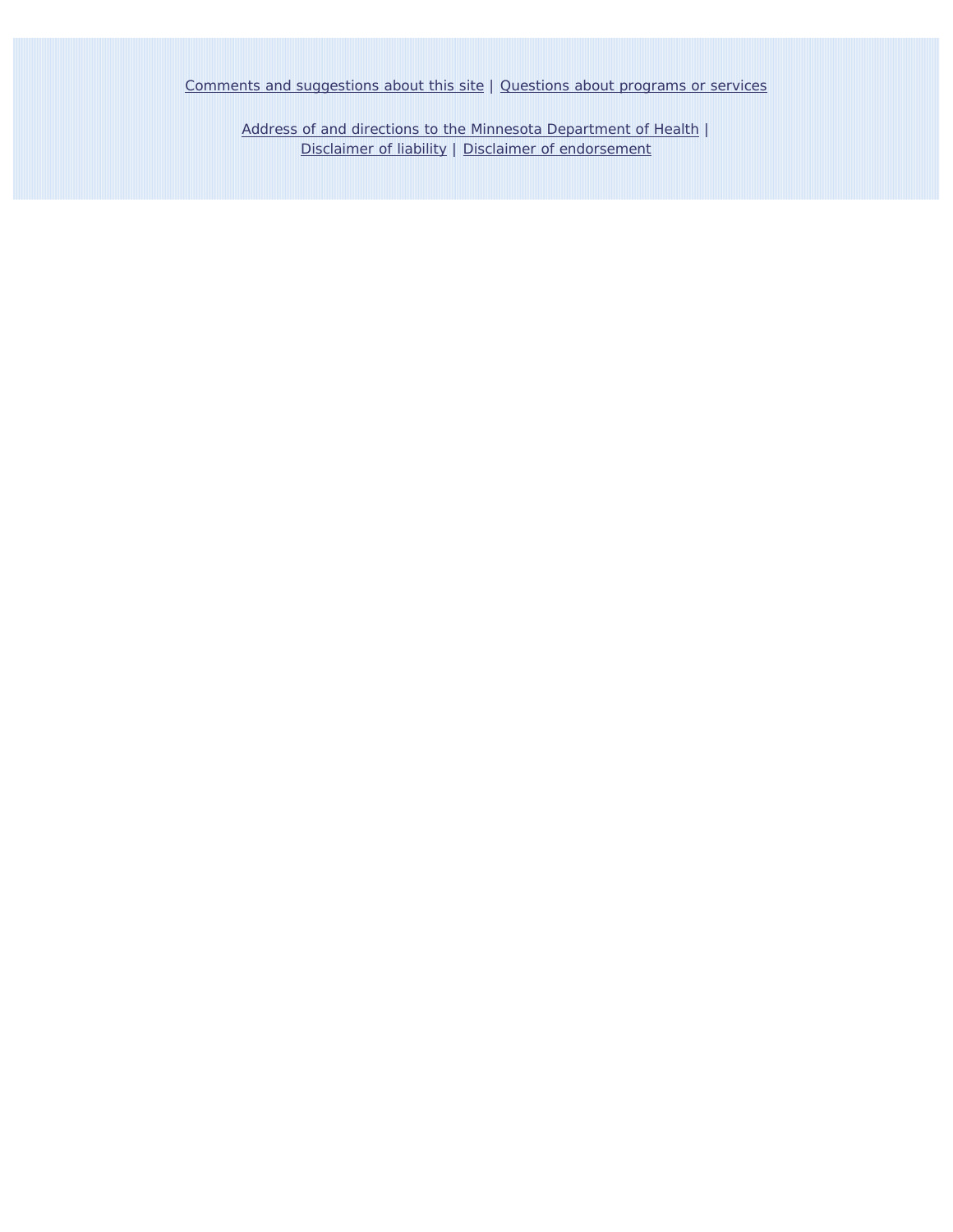Comments and suggestions about this site | Questions about programs or services

Address of and directions to the Minnesota Department of Health |
Disclaimer of liability | Disclaimer of endorsement